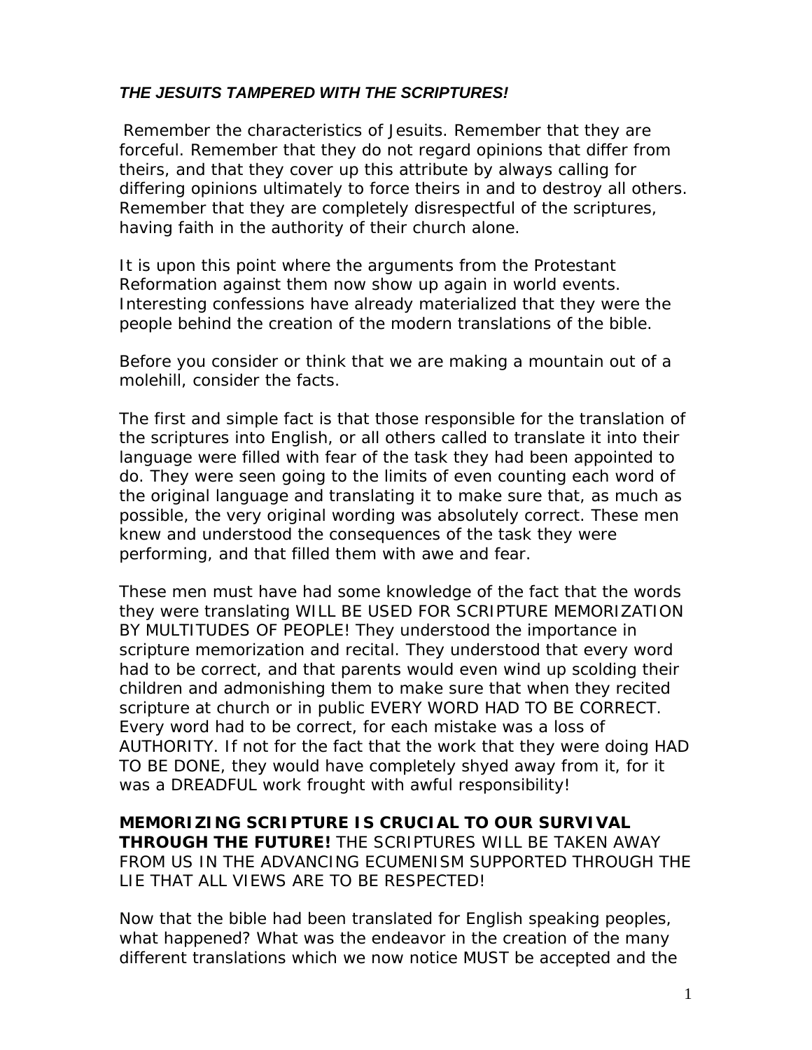***THE JESUITS TAMPERED WITH THE SCRIPTURES!***

Remember the characteristics of Jesuits. Remember that they are forceful. Remember that they do not regard opinions that differ from theirs, and that they cover up this attribute by always calling for differing opinions ultimately to force theirs in and to destroy all others. Remember that they are completely disrespectful of the scriptures, having faith in the authority of their church alone.

It is upon this point where the arguments from the Protestant Reformation against them now show up again in world events. Interesting confessions have already materialized that they were the people behind the creation of the modern translations of the bible.

Before you consider or think that we are making a mountain out of a molehill, consider the facts.

The first and simple fact is that those responsible for the translation of the scriptures into English, or all others called to translate it into their language were filled with fear of the task they had been appointed to do. They were seen going to the limits of even counting each word of the original language and translating it to make sure that, as much as possible, the very original wording was absolutely correct. These men knew and understood the consequences of the task they were performing, and that filled them with awe and fear.

These men must have had some knowledge of the fact that the words they were translating WILL BE USED FOR SCRIPTURE MEMORIZATION BY MULTITUDES OF PEOPLE! They understood the importance in scripture memorization and recital. They understood that every word had to be correct, and that parents would even wind up scolding their children and admonishing them to make sure that when they recited scripture at church or in public EVERY WORD HAD TO BE CORRECT. Every word had to be correct, for each mistake was a loss of AUTHORITY. If not for the fact that the work that they were doing HAD TO BE DONE, they would have completely shyed away from it, for it was a DREADFUL work frought with awful responsibility!

**MEMORIZING SCRIPTURE IS CRUCIAL TO OUR SURVIVAL THROUGH THE FUTURE!** THE SCRIPTURES WILL BE TAKEN AWAY FROM US IN THE ADVANCING ECUMENISM SUPPORTED THROUGH THE LIE THAT ALL VIEWS ARE TO BE RESPECTED!

Now that the bible had been translated for English speaking peoples, what happened? What was the endeavor in the creation of the many different translations which we now notice MUST be accepted and the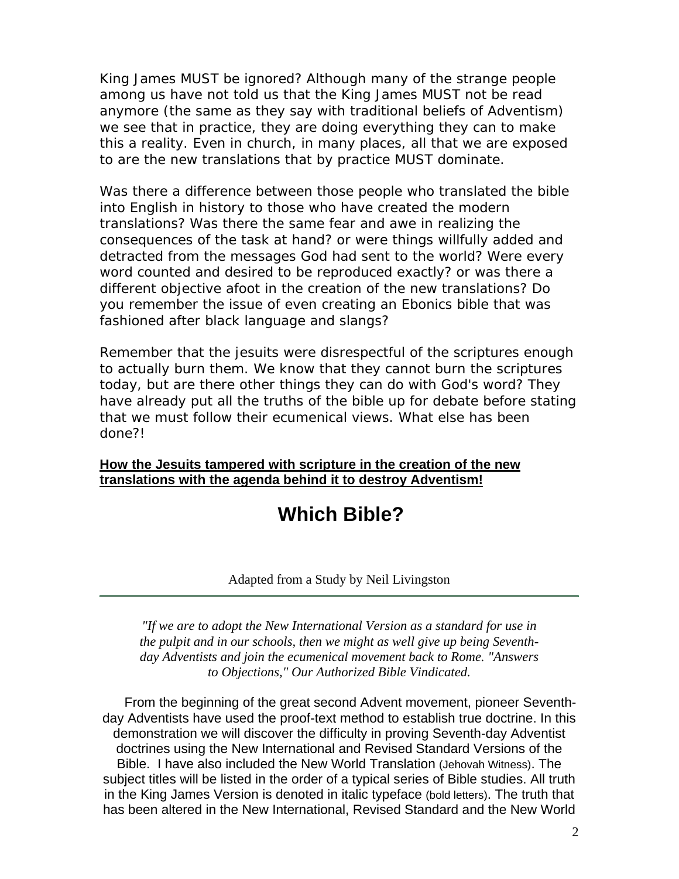King James MUST be ignored? Although many of the strange people among us have not told us that the King James MUST not be read anymore (the same as they say with traditional beliefs of Adventism) we see that in practice, they are doing everything they can to make this a reality. Even in church, in many places, all that we are exposed to are the new translations that by practice MUST dominate.

Was there a difference between those people who translated the bible into English in history to those who have created the modern translations? Was there the same fear and awe in realizing the consequences of the task at hand? or were things willfully added and detracted from the messages God had sent to the world? Were every word counted and desired to be reproduced exactly? or was there a different objective afoot in the creation of the new translations? Do you remember the issue of even creating an Ebonics bible that was fashioned after black language and slangs?

Remember that the jesuits were disrespectful of the scriptures enough to actually burn them. We know that they cannot burn the scriptures today, but are there other things they can do with God's word? They have already put all the truths of the bible up for debate before stating that we must follow their ecumenical views. What else has been done?!

**How the Jesuits tampered with scripture in the creation of the new translations with the agenda behind it to destroy Adventism!**

# Which Bible?

Adapted from a Study by Neil Livingston

*"If we are to adopt the New International Version as a standard for use in the pulpit and in our schools, then we might as well give up being Seventh-day Adventists and join the ecumenical movement back to Rome. "Answers to Objections," Our Authorized Bible Vindicated.*

From the beginning of the great second Advent movement, pioneer Seventh-day Adventists have used the proof-text method to establish true doctrine. In this demonstration we will discover the difficulty in proving Seventh-day Adventist doctrines using the New International and Revised Standard Versions of the Bible. I have also included the New World Translation (Jehovah Witness). The subject titles will be listed in the order of a typical series of Bible studies. All truth in the King James Version is denoted in italic typeface (bold letters). The truth that has been altered in the New International, Revised Standard and the New World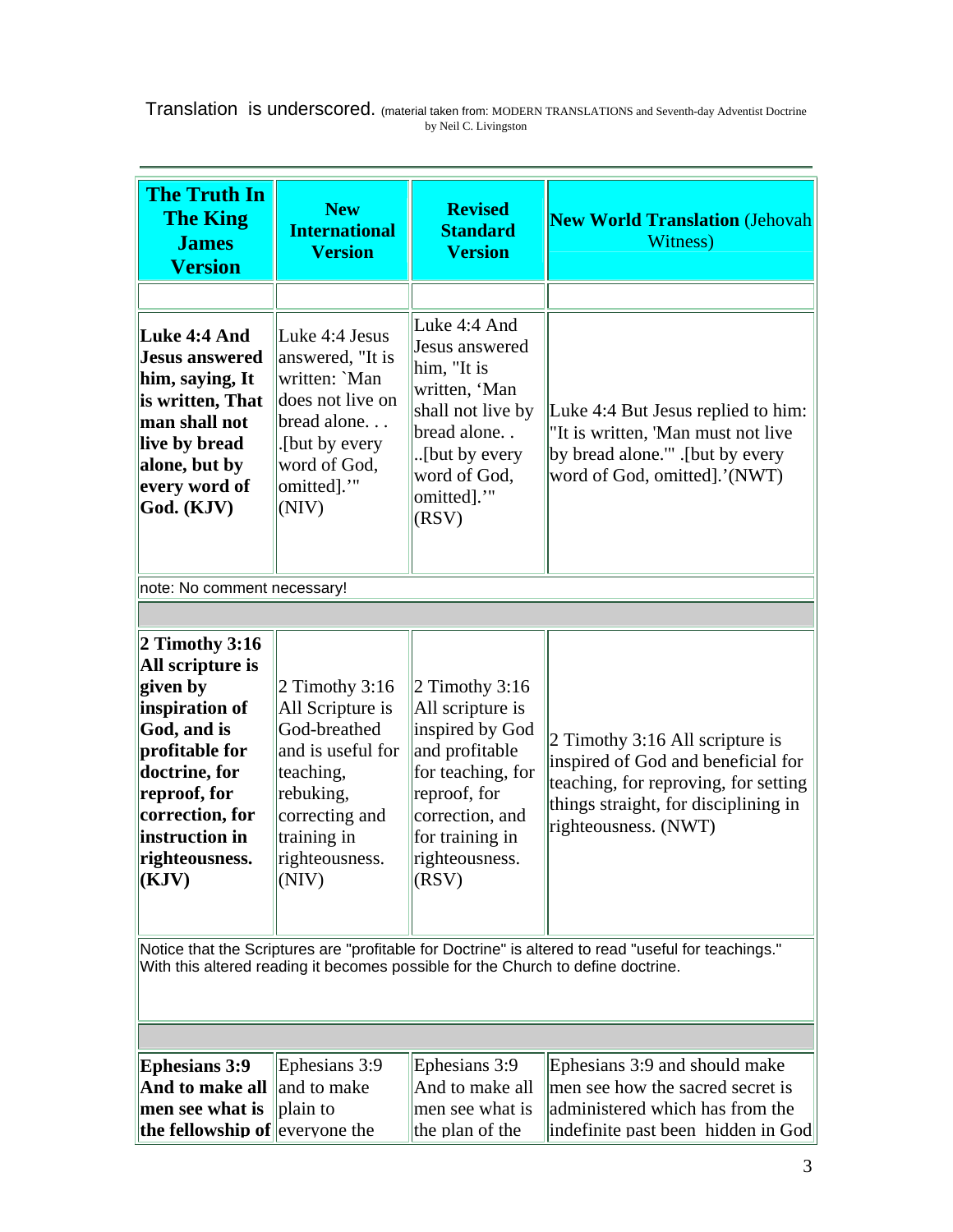Translation is underscored. (material taken from: MODERN TRANSLATIONS and Seventh-day Adventist Doctrine by Neil C. Livingston)

| **The Truth In The King James Version** | **New International Version** | **Revised Standard Version** | **New World Translation** (Jehovah Witness) |
|---|---|---|---|
| | | | |
| **Luke 4:4 And Jesus answered him, saying, It is written, That man shall not live by bread alone, but by every word of God. (KJV)** | Luke 4:4 Jesus answered, "It is written: `Man does not live on bread alone. . . .[but by every word of God, omitted].'" (NIV) | Luke 4:4 And Jesus answered him, "It is written, 'Man shall not live by bread alone. . ..[but by every word of God, omitted].'" (RSV) | Luke 4:4 But Jesus replied to him: "It is written, 'Man must not live by bread alone.'" .[but by every word of God, omitted].'(NWT) |
| note: No comment necessary! | | | |
| | | | |
| **2 Timothy 3:16 All scripture is given by inspiration of God, and is profitable for doctrine, for reproof, for correction, for instruction in righteousness. (KJV)** | 2 Timothy 3:16 All Scripture is God-breathed and is useful for teaching, rebuking, correcting and training in righteousness. (NIV) | 2 Timothy 3:16 All scripture is inspired by God and profitable for teaching, for reproof, for correction, and for training in righteousness. (RSV) | 2 Timothy 3:16 All scripture is inspired of God and beneficial for teaching, for reproving, for setting things straight, for disciplining in righteousness. (NWT) |
| Notice that the Scriptures are "profitable for Doctrine" is altered to read "useful for teachings." With this altered reading it becomes possible for the Church to define doctrine. | | | |
| | | | |
| **Ephesians 3:9 And to make all men see what is the fellowship of** | Ephesians 3:9 and to make plain to everyone the | Ephesians 3:9 And to make all men see what is the plan of the | Ephesians 3:9 and should make men see how the sacred secret is administered which has from the indefinite past been hidden in God |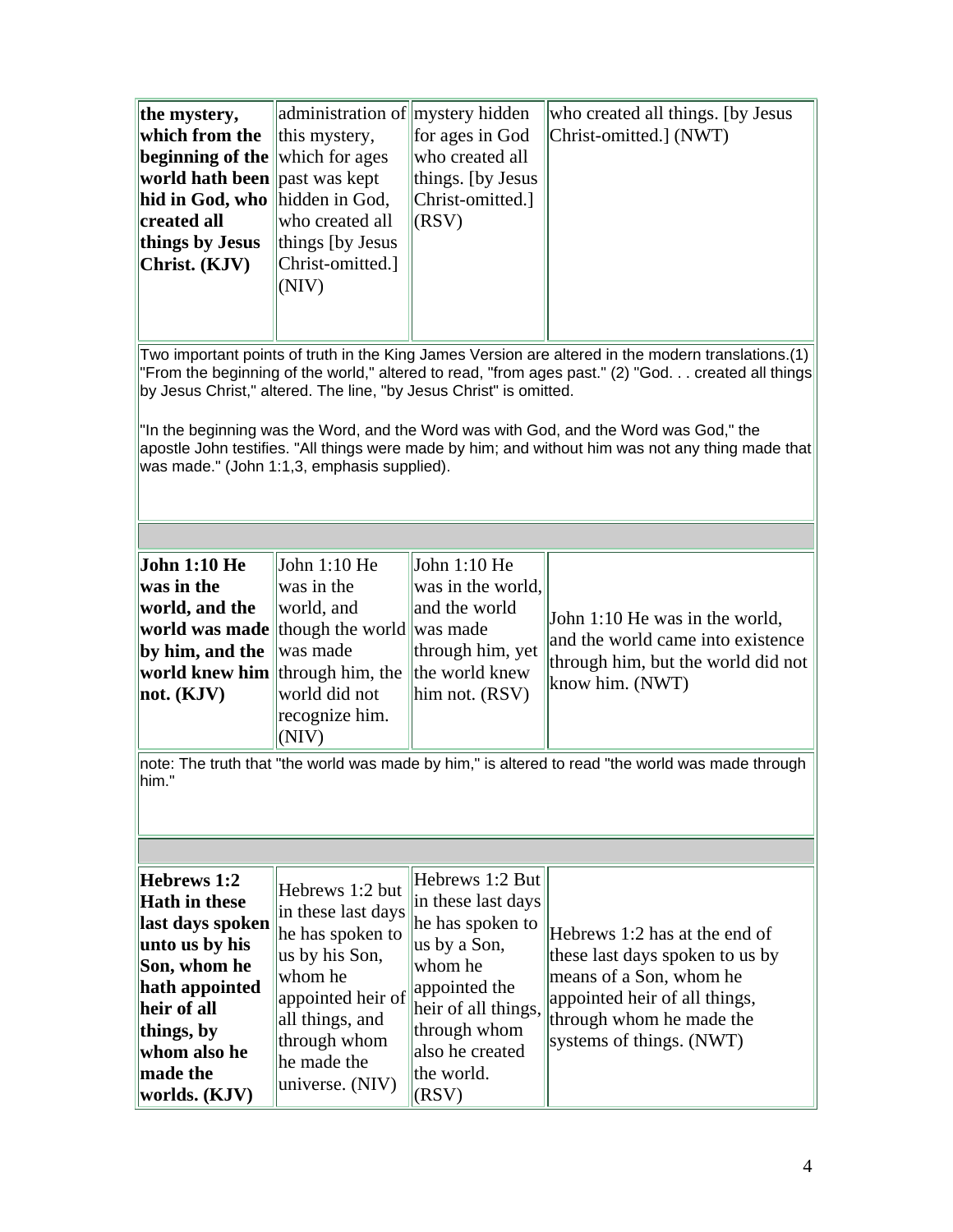| | | | |
|---|---|---|---|
| **the mystery, which from the beginning of the world hath been hid in God, who created all things by Jesus Christ. (KJV)** | administration of this mystery, which for ages past was kept hidden in God, who created all things [by Jesus Christ-omitted.] (NIV) | mystery hidden for ages in God who created all things. [by Jesus Christ-omitted.] (RSV) | who created all things. [by Jesus Christ-omitted.] (NWT) |

Two important points of truth in the King James Version are altered in the modern translations.(1) "From the beginning of the world," altered to read, "from ages past." (2) "God. . . created all things by Jesus Christ," altered. The line, "by Jesus Christ" is omitted.

"In the beginning was the Word, and the Word was with God, and the Word was God," the apostle John testifies. "All things were made by him; and without him was not any thing made that was made." (John 1:1,3, emphasis supplied).

| | | | |
|---|---|---|---|
| **John 1:10 He was in the world, and the world was made by him, and the world knew him not. (KJV)** | John 1:10 He was in the world, and though the world was made through him, the world did not recognize him. (NIV) | John 1:10 He was in the world, and the world was made through him, yet the world knew him not. (RSV) | John 1:10 He was in the world, and the world came into existence through him, but the world did not know him. (NWT) |

note: The truth that "the world was made by him," is altered to read "the world was made through him."

| | | | |
|---|---|---|---|
| **Hebrews 1:2 Hath in these last days spoken unto us by his Son, whom he hath appointed heir of all things, by whom also he made the worlds. (KJV)** | Hebrews 1:2 but in these last days he has spoken to us by his Son, whom he appointed heir of all things, and through whom he made the universe. (NIV) | Hebrews 1:2 But in these last days he has spoken to us by a Son, whom he appointed the heir of all things, through whom also he created the world. (RSV) | Hebrews 1:2 has at the end of these last days spoken to us by means of a Son, whom he appointed heir of all things, through whom he made the systems of things. (NWT) |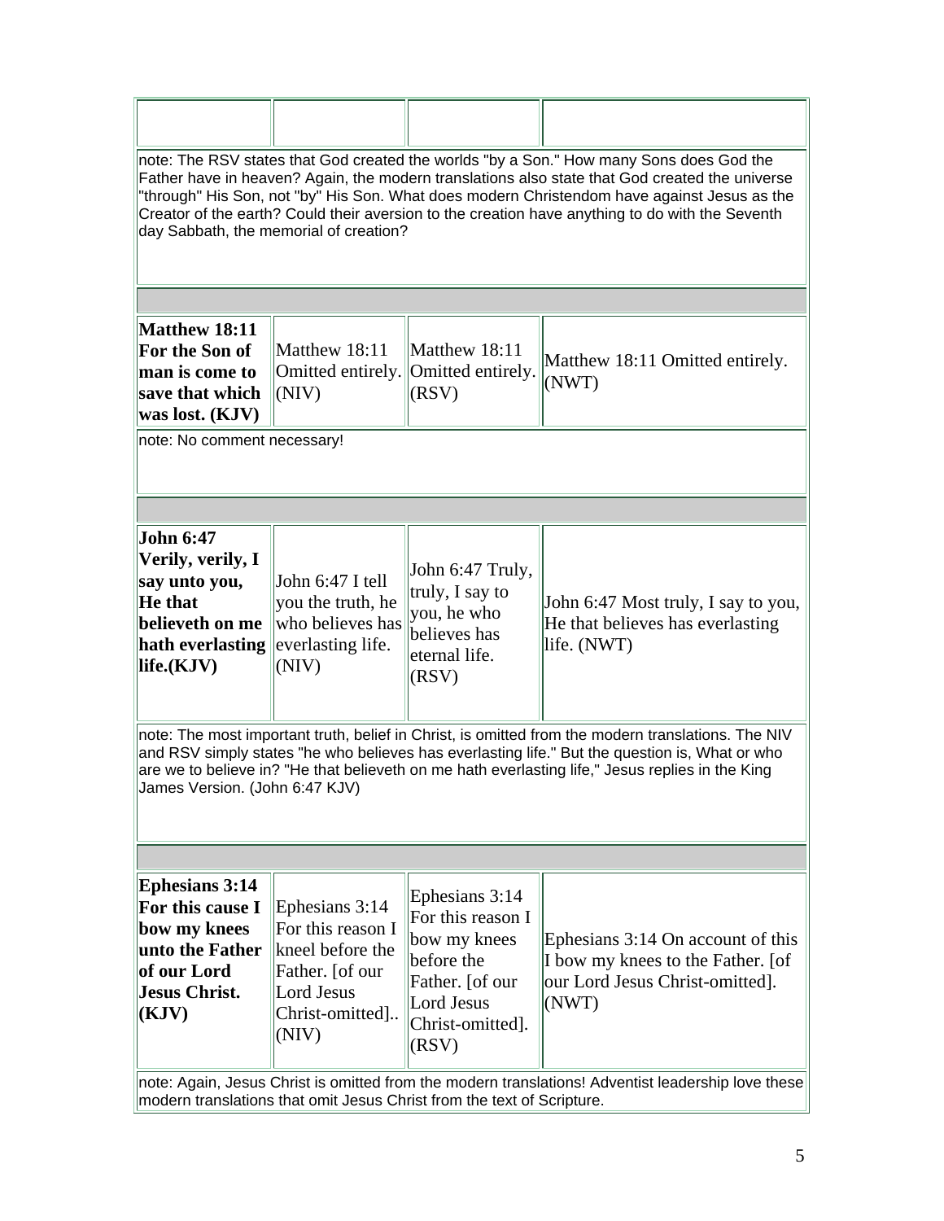| | | | |
|---|---|---|---|
| | | | |
| note: The RSV states that God created the worlds "by a Son." How many Sons does God the Father have in heaven? Again, the modern translations also state that God created the universe "through" His Son, not "by" His Son. What does modern Christendom have against Jesus as the Creator of the earth? Could their aversion to the creation have anything to do with the Seventh day Sabbath, the memorial of creation? | | | |
| | | | |
| **Matthew 18:11 For the Son of man is come to save that which was lost. (KJV)** | Matthew 18:11 Omitted entirely. (NIV) | Matthew 18:11 Omitted entirely. (RSV) | Matthew 18:11 Omitted entirely. (NWT) |
| note: No comment necessary! | | | |
| | | | |
| **John 6:47 Verily, verily, I say unto you, He that believeth on me hath everlasting life.(KJV)** | John 6:47 I tell you the truth, he who believes has everlasting life. (NIV) | John 6:47 Truly, truly, I say to you, he who believes has eternal life. (RSV) | John 6:47 Most truly, I say to you, He that believes has everlasting life. (NWT) |
| note: The most important truth, belief in Christ, is omitted from the modern translations. The NIV and RSV simply states "he who believes has everlasting life." But the question is, What or who are we to believe in? "He that believeth on me hath everlasting life," Jesus replies in the King James Version. (John 6:47 KJV) | | | |
| | | | |
| **Ephesians 3:14 For this cause I bow my knees unto the Father of our Lord Jesus Christ. (KJV)** | Ephesians 3:14 For this reason I kneel before the Father. [of our Lord Jesus Christ-omitted].. (NIV) | Ephesians 3:14 For this reason I bow my knees before the Father. [of our Lord Jesus Christ-omitted]. (RSV) | Ephesians 3:14 On account of this I bow my knees to the Father. [of our Lord Jesus Christ-omitted]. (NWT) |
| note: Again, Jesus Christ is omitted from the modern translations! Adventist leadership love these modern translations that omit Jesus Christ from the text of Scripture. | | | |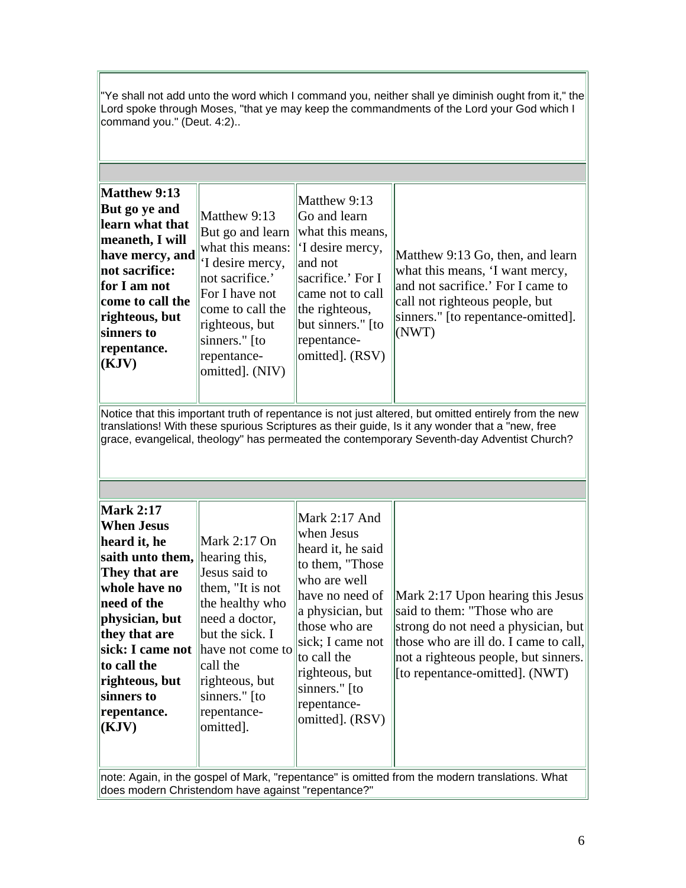"Ye shall not add unto the word which I command you, neither shall ye diminish ought from it," the Lord spoke through Moses, "that ye may keep the commandments of the Lord your God which I command you." (Deut. 4:2)..

| | | | |
|---|---|---|---|
| **Matthew 9:13 But go ye and learn what that meaneth, I will have mercy, and not sacrifice: for I am not come to call the righteous, but sinners to repentance. (KJV)** | Matthew 9:13 But go and learn what this means: 'I desire mercy, not sacrifice.' For I have not come to call the righteous, but sinners." [to repentance-omitted]. (NIV) | Matthew 9:13 Go and learn what this means, 'I desire mercy, and not sacrifice.' For I came not to call the righteous, but sinners." [to repentance-omitted]. (RSV) | Matthew 9:13 Go, then, and learn what this means, 'I want mercy, and not sacrifice.' For I came to call not righteous people, but sinners." [to repentance-omitted]. (NWT) |

Notice that this important truth of repentance is not just altered, but omitted entirely from the new translations! With these spurious Scriptures as their guide, Is it any wonder that a "new, free grace, evangelical, theology" has permeated the contemporary Seventh-day Adventist Church?

| | | | |
|---|---|---|---|
| **Mark 2:17 When Jesus heard it, he saith unto them, They that are whole have no need of the physician, but they that are sick: I came not to call the righteous, but sinners to repentance. (KJV)** | Mark 2:17 On hearing this, Jesus said to them, "It is not the healthy who need a doctor, but the sick. I have not come to call the righteous, but sinners." [to repentance-omitted]. | Mark 2:17 And when Jesus heard it, he said to them, "Those who are well have no need of a physician, but those who are sick; I came not to call the righteous, but sinners." [to repentance-omitted]. (RSV) | Mark 2:17 Upon hearing this Jesus said to them: "Those who are strong do not need a physician, but those who are ill do. I came to call, not a righteous people, but sinners. [to repentance-omitted]. (NWT) |

note: Again, in the gospel of Mark, "repentance" is omitted from the modern translations. What does modern Christendom have against "repentance?"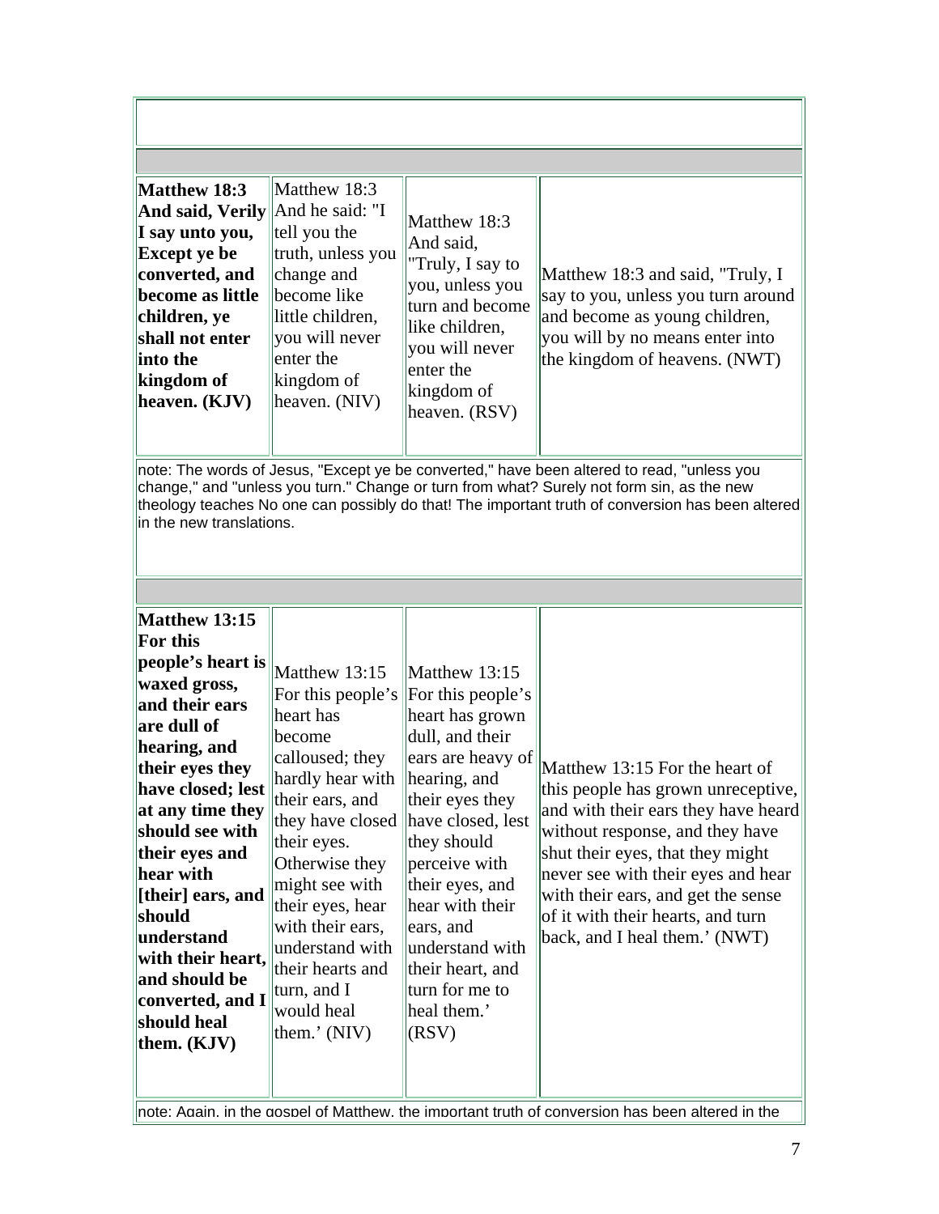| | | | |
|---|---|---|---|
| **Matthew 18:3 And said, Verily I say unto you, Except ye be converted, and become as little children, ye shall not enter into the kingdom of heaven. (KJV)** | Matthew 18:3 And he said: "I tell you the truth, unless you change and become like little children, you will never enter the kingdom of heaven. (NIV) | Matthew 18:3 And said, "Truly, I say to you, unless you turn and become like children, you will never enter the kingdom of heaven. (RSV) | Matthew 18:3 and said, "Truly, I say to you, unless you turn around and become as young children, you will by no means enter into the kingdom of heavens. (NWT) |

note: The words of Jesus, "Except ye be converted," have been altered to read, "unless you change," and "unless you turn." Change or turn from what? Surely not form sin, as the new theology teaches No one can possibly do that! The important truth of conversion has been altered in the new translations.

| | | | |
|---|---|---|---|
| **Matthew 13:15 For this people's heart is waxed gross, and their ears are dull of hearing, and their eyes they have closed; lest at any time they should see with their eyes and hear with [their] ears, and should understand with their heart, and should be converted, and I should heal them. (KJV)** | Matthew 13:15 For this people's heart has become calloused; they hardly hear with their ears, and they have closed their eyes. Otherwise they might see with their eyes, hear with their ears, understand with their hearts and turn, and I would heal them.' (NIV) | Matthew 13:15 For this people's heart has grown dull, and their ears are heavy of hearing, and their eyes they have closed, lest they should perceive with their eyes, and hear with their ears, and understand with their heart, and turn for me to heal them.' (RSV) | Matthew 13:15 For the heart of this people has grown unreceptive, and with their ears they have heard without response, and they have shut their eyes, that they might never see with their eyes and hear with their ears, and get the sense of it with their hearts, and turn back, and I heal them.' (NWT) |

note: Again, in the gospel of Matthew, the important truth of conversion has been altered in the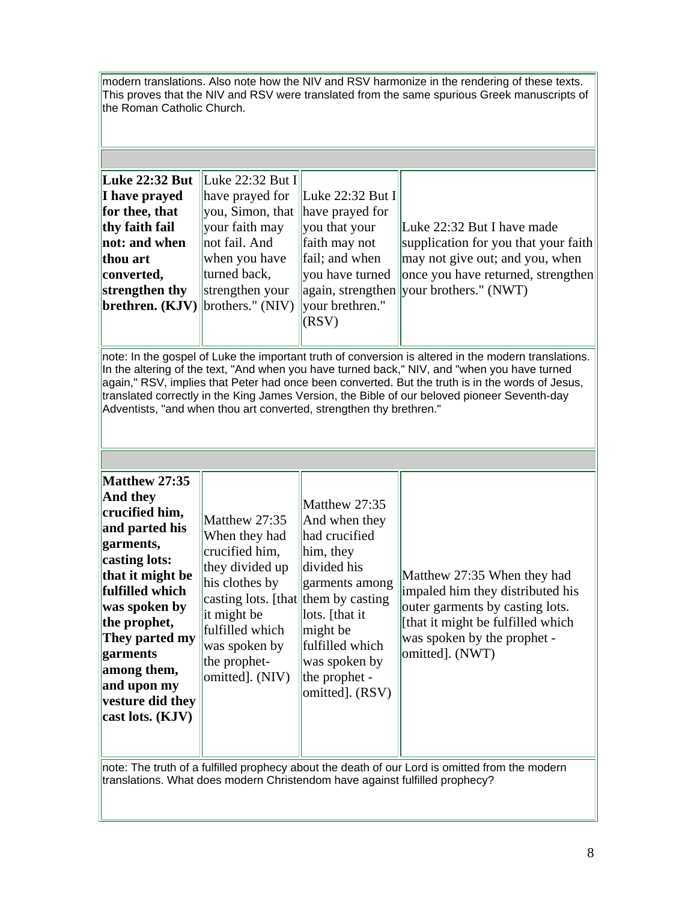modern translations. Also note how the NIV and RSV harmonize in the rendering of these texts. This proves that the NIV and RSV were translated from the same spurious Greek manuscripts of the Roman Catholic Church.

| | | | |
|---|---|---|---|
| **Luke 22:32 But I have prayed for thee, that thy faith fail not: and when thou art converted, strengthen thy brethren. (KJV)** | Luke 22:32 But I have prayed for you, Simon, that your faith may not fail. And when you have turned back, strengthen your brothers." (NIV) | Luke 22:32 But I have prayed for you that your faith may not fail; and when you have turned again, strengthen your brethren." (RSV) | Luke 22:32 But I have made supplication for you that your faith may not give out; and you, when once you have returned, strengthen your brothers." (NWT) |

note: In the gospel of Luke the important truth of conversion is altered in the modern translations. In the altering of the text, "And when you have turned back," NIV, and "when you have turned again," RSV, implies that Peter had once been converted. But the truth is in the words of Jesus, translated correctly in the King James Version, the Bible of our beloved pioneer Seventh-day Adventists, "and when thou art converted, strengthen thy brethren."

| | | | |
|---|---|---|---|
| **Matthew 27:35 And they crucified him, and parted his garments, casting lots: that it might be fulfilled which was spoken by the prophet, They parted my garments among them, and upon my vesture did they cast lots. (KJV)** | Matthew 27:35 When they had crucified him, they divided up his clothes by casting lots. [that it might be fulfilled which was spoken by the prophet- omitted]. (NIV) | Matthew 27:35 And when they had crucified him, they divided his garments among them by casting lots. [that it might be fulfilled which was spoken by the prophet - omitted]. (RSV) | Matthew 27:35 When they had impaled him they distributed his outer garments by casting lots. [that it might be fulfilled which was spoken by the prophet - omitted]. (NWT) |

note: The truth of a fulfilled prophecy about the death of our Lord is omitted from the modern translations. What does modern Christendom have against fulfilled prophecy?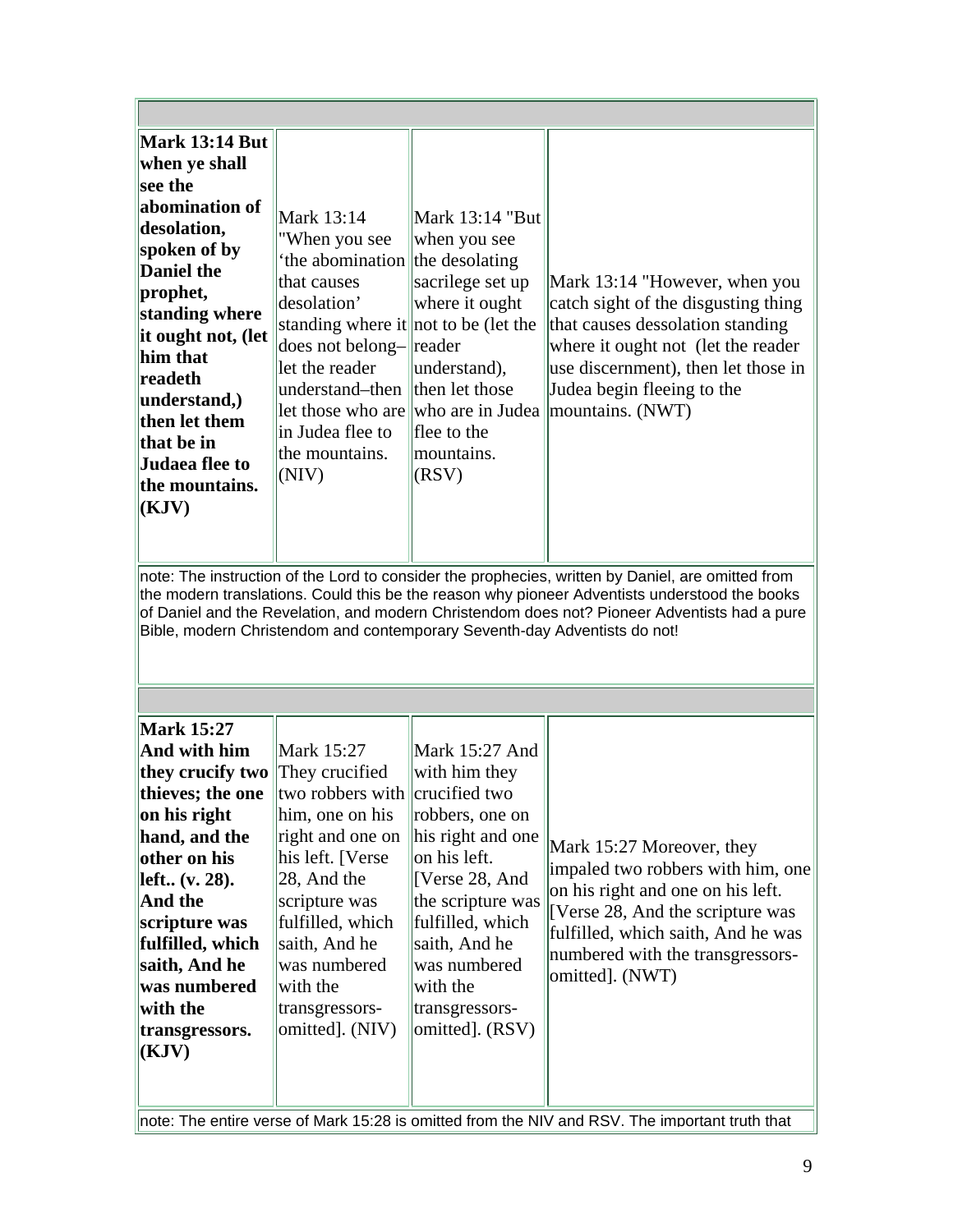| | | | |
|---|---|---|---|
| **Mark 13:14 But when ye shall see the abomination of desolation, spoken of by Daniel the prophet, standing where it ought not, (let him that readeth understand,) then let them that be in Judaea flee to the mountains. (KJV)** | Mark 13:14 "When you see 'the abomination that causes desolation' standing where it does not belong– let the reader understand–then let those who are in Judea flee to the mountains. (NIV) | Mark 13:14 "But when you see the desolating sacrilege set up where it ought not to be (let the reader understand), then let those who are in Judea flee to the mountains. (RSV) | Mark 13:14 "However, when you catch sight of the disgusting thing that causes dessolation standing where it ought not (let the reader use discernment), then let those in Judea begin fleeing to the mountains. (NWT) |

note: The instruction of the Lord to consider the prophecies, written by Daniel, are omitted from the modern translations. Could this be the reason why pioneer Adventists understood the books of Daniel and the Revelation, and modern Christendom does not? Pioneer Adventists had a pure Bible, modern Christendom and contemporary Seventh-day Adventists do not!

| | | | |
|---|---|---|---|
| **Mark 15:27 And with him they crucify two thieves; the one on his right hand, and the other on his left.. (v. 28). And the scripture was fulfilled, which saith, And he was numbered with the transgressors. (KJV)** | Mark 15:27 They crucified two robbers with him, one on his right and one on his left. [Verse 28, And the scripture was fulfilled, which saith, And he was numbered with the transgressors-omitted]. (NIV) | Mark 15:27 And with him they crucified two robbers, one on his right and one on his left. [Verse 28, And the scripture was fulfilled, which saith, And he was numbered with the transgressors-omitted]. (RSV) | Mark 15:27 Moreover, they impaled two robbers with him, one on his right and one on his left. [Verse 28, And the scripture was fulfilled, which saith, And he was numbered with the transgressors-omitted]. (NWT) |

note: The entire verse of Mark 15:28 is omitted from the NIV and RSV. The important truth that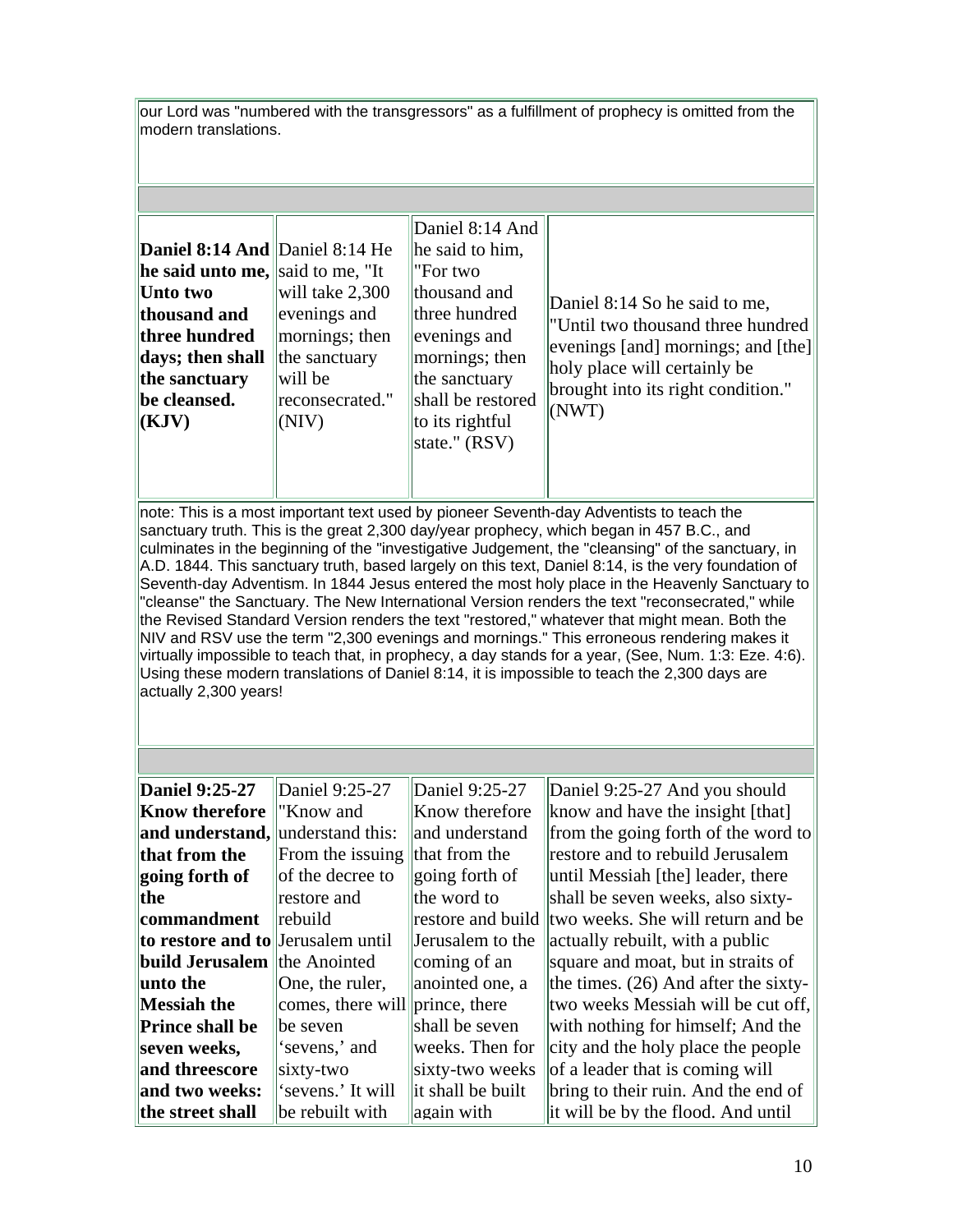our Lord was "numbered with the transgressors" as a fulfillment of prophecy is omitted from the modern translations.

| | | | |
|---|---|---|---|
| **Daniel 8:14 And he said unto me, Unto two thousand and three hundred days; then shall the sanctuary be cleansed. (KJV)** | Daniel 8:14 He said to me, "It will take 2,300 evenings and mornings; then the sanctuary will be reconsecrated." (NIV) | Daniel 8:14 And he said to him, "For two thousand and three hundred evenings and mornings; then the sanctuary shall be restored to its rightful state." (RSV) | Daniel 8:14 So he said to me, "Until two thousand three hundred evenings [and] mornings; and [the] holy place will certainly be brought into its right condition." (NWT) |

note: This is a most important text used by pioneer Seventh-day Adventists to teach the sanctuary truth. This is the great 2,300 day/year prophecy, which began in 457 B.C., and culminates in the beginning of the "investigative Judgement, the "cleansing" of the sanctuary, in A.D. 1844. This sanctuary truth, based largely on this text, Daniel 8:14, is the very foundation of Seventh-day Adventism. In 1844 Jesus entered the most holy place in the Heavenly Sanctuary to "cleanse" the Sanctuary. The New International Version renders the text "reconsecrated," while the Revised Standard Version renders the text "restored," whatever that might mean. Both the NIV and RSV use the term "2,300 evenings and mornings." This erroneous rendering makes it virtually impossible to teach that, in prophecy, a day stands for a year, (See, Num. 1:3: Eze. 4:6). Using these modern translations of Daniel 8:14, it is impossible to teach the 2,300 days are actually 2,300 years!

| | | | |
|---|---|---|---|
| **Daniel 9:25-27 Know therefore and understand, that from the going forth of the commandment to restore and to build Jerusalem unto the Messiah the Prince shall be seven weeks, and threescore and two weeks: the street shall** | Daniel 9:25-27 "Know and understand this: From the issuing of the decree to restore and rebuild Jerusalem until the Anointed One, the ruler, comes, there will be seven 'sevens,' and sixty-two 'sevens.' It will be rebuilt with | Daniel 9:25-27 Know therefore and understand that from the going forth of the word to restore and build Jerusalem to the coming of an anointed one, a prince, there shall be seven weeks. Then for sixty-two weeks it shall be built again with | Daniel 9:25-27 And you should know and have the insight [that] from the going forth of the word to restore and to rebuild Jerusalem until Messiah [the] leader, there shall be seven weeks, also sixty-two weeks. She will return and be actually rebuilt, with a public square and moat, but in straits of the times. (26) And after the sixty-two weeks Messiah will be cut off, with nothing for himself; And the city and the holy place the people of a leader that is coming will bring to their ruin. And the end of it will be by the flood. And until |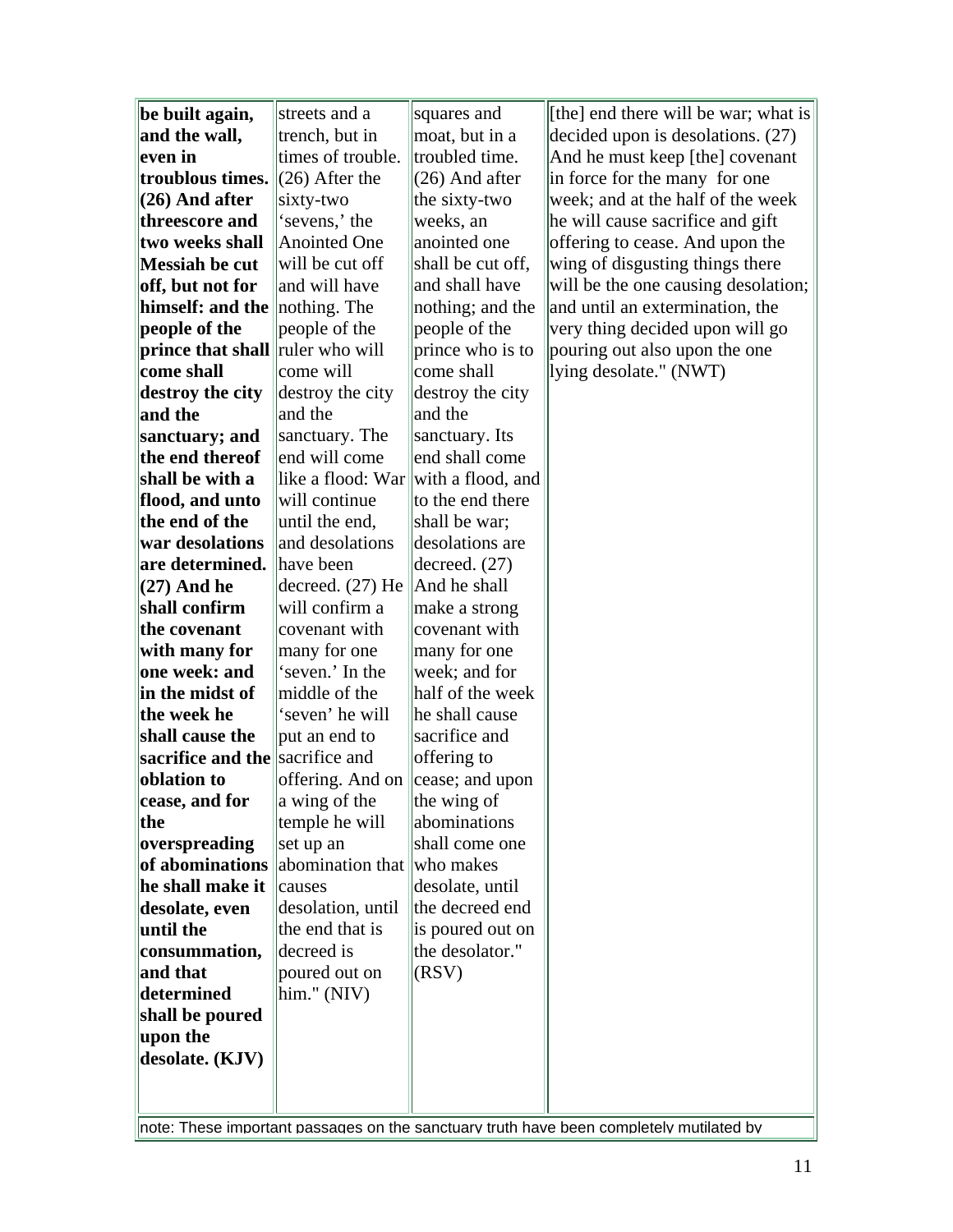| | | | |
|---|---|---|---|
| **be built again, and the wall, even in troublous times. (26) And after threescore and two weeks shall Messiah be cut off, but not for himself: and the people of the prince that shall come shall destroy the city and the sanctuary; and the end thereof shall be with a flood, and unto the end of the war desolations are determined. (27) And he shall confirm the covenant with many for one week: and in the midst of the week he shall cause the sacrifice and the oblation to cease, and for the overspreading of abominations he shall make it desolate, even until the consummation, and that determined shall be poured upon the desolate. (KJV)** | streets and a trench, but in times of trouble. (26) After the sixty-two 'sevens,' the Anointed One will be cut off and will have nothing. The people of the ruler who will come will destroy the city and the sanctuary. The end will come like a flood: War will continue until the end, and desolations have been decreed. (27) He will confirm a covenant with many for one 'seven.' In the middle of the 'seven' he will put an end to sacrifice and offering. And on a wing of the temple he will set up an abomination that causes desolation, until the end that is decreed is poured out on him." (NIV) | squares and moat, but in a troubled time. (26) And after the sixty-two weeks, an anointed one shall be cut off, and shall have nothing; and the people of the prince who is to come shall destroy the city and the sanctuary. Its end shall come with a flood, and to the end there shall be war; desolations are decreed. (27) And he shall make a strong covenant with many for one week; and for half of the week he shall cause sacrifice and offering to cease; and upon the wing of abominations shall come one who makes desolate, until the decreed end is poured out on the desolator." (RSV) | [the] end there will be war; what is decided upon is desolations. (27) And he must keep [the] covenant in force for the many for one week; and at the half of the week he will cause sacrifice and gift offering to cease. And upon the wing of disgusting things there will be the one causing desolation; and until an extermination, the very thing decided upon will go pouring out also upon the one lying desolate." (NWT) |

note: These important passages on the sanctuary truth have been completely mutilated by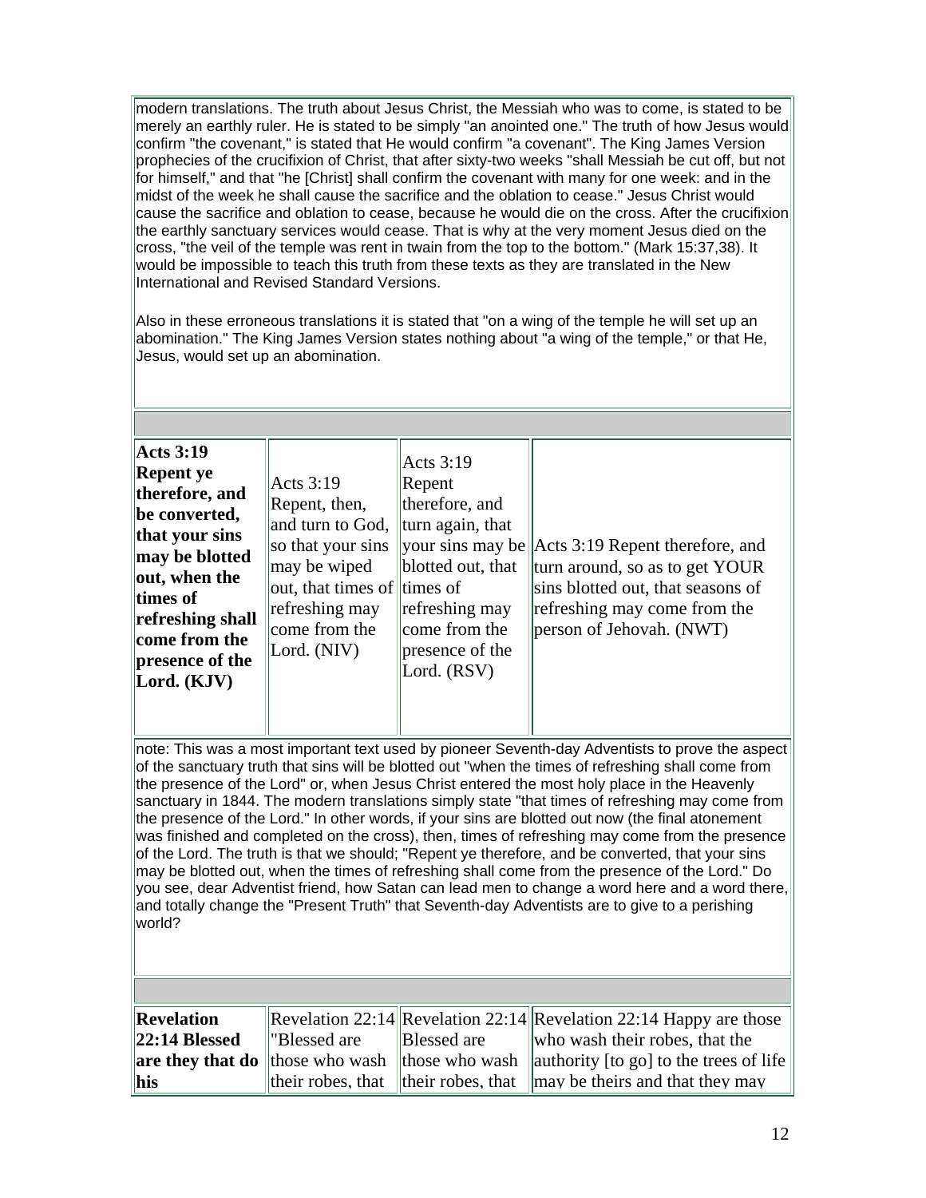modern translations. The truth about Jesus Christ, the Messiah who was to come, is stated to be merely an earthly ruler. He is stated to be simply "an anointed one." The truth of how Jesus would confirm "the covenant," is stated that He would confirm "a covenant". The King James Version prophecies of the crucifixion of Christ, that after sixty-two weeks "shall Messiah be cut off, but not for himself," and that "he [Christ] shall confirm the covenant with many for one week: and in the midst of the week he shall cause the sacrifice and the oblation to cease." Jesus Christ would cause the sacrifice and oblation to cease, because he would die on the cross. After the crucifixion the earthly sanctuary services would cease. That is why at the very moment Jesus died on the cross, "the veil of the temple was rent in twain from the top to the bottom." (Mark 15:37,38). It would be impossible to teach this truth from these texts as they are translated in the New International and Revised Standard Versions.

Also in these erroneous translations it is stated that "on a wing of the temple he will set up an abomination." The King James Version states nothing about "a wing of the temple," or that He, Jesus, would set up an abomination.

| | | | |
|---|---|---|---|
| **Acts 3:19 Repent ye therefore, and be converted, that your sins may be blotted out, when the times of refreshing shall come from the presence of the Lord. (KJV)** | Acts 3:19 Repent, then, and turn to God, so that your sins may be wiped out, that times of refreshing may come from the Lord. (NIV) | Acts 3:19 Repent therefore, and turn again, that your sins may be blotted out, that times of refreshing may come from the presence of the Lord. (RSV) | Acts 3:19 Repent therefore, and turn around, so as to get YOUR sins blotted out, that seasons of refreshing may come from the person of Jehovah. (NWT) |

note: This was a most important text used by pioneer Seventh-day Adventists to prove the aspect of the sanctuary truth that sins will be blotted out "when the times of refreshing shall come from the presence of the Lord" or, when Jesus Christ entered the most holy place in the Heavenly sanctuary in 1844. The modern translations simply state "that times of refreshing may come from the presence of the Lord." In other words, if your sins are blotted out now (the final atonement was finished and completed on the cross), then, times of refreshing may come from the presence of the Lord. The truth is that we should; "Repent ye therefore, and be converted, that your sins may be blotted out, when the times of refreshing shall come from the presence of the Lord." Do you see, dear Adventist friend, how Satan can lead men to change a word here and a word there, and totally change the "Present Truth" that Seventh-day Adventists are to give to a perishing world?

| | | | |
|---|---|---|---|
| **Revelation 22:14 Blessed are they that do his** | Revelation 22:14 "Blessed are those who wash their robes, that | Revelation 22:14 Blessed are those who wash their robes, that | Revelation 22:14 Happy are those who wash their robes, that the authority [to go] to the trees of life may be theirs and that they may |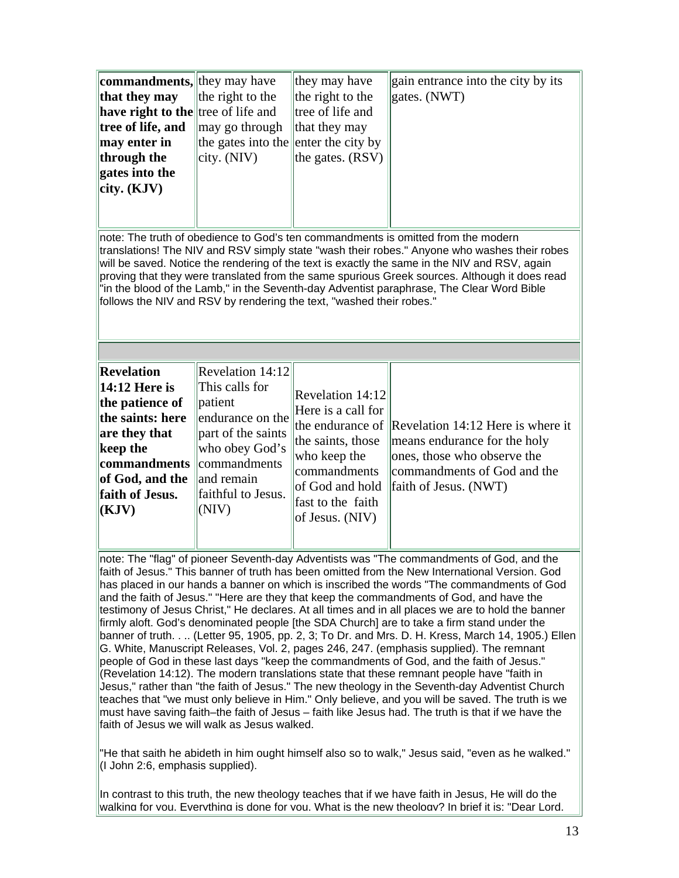| | | | |
|---|---|---|---|
| **commandments, that they may have right to the tree of life, and may enter in through the gates into the city. (KJV)** | they may have the right to the tree of life and may go through the gates into the city. (NIV) | they may have the right to the tree of life and that they may enter the city by the gates. (RSV) | gain entrance into the city by its gates. (NWT) |

note: The truth of obedience to God's ten commandments is omitted from the modern translations! The NIV and RSV simply state "wash their robes." Anyone who washes their robes will be saved. Notice the rendering of the text is exactly the same in the NIV and RSV, again proving that they were translated from the same spurious Greek sources. Although it does read "in the blood of the Lamb," in the Seventh-day Adventist paraphrase, The Clear Word Bible follows the NIV and RSV by rendering the text, "washed their robes."

| | | | |
|---|---|---|---|
| **Revelation 14:12 Here is the patience of the saints: here are they that keep the commandments of God, and the faith of Jesus. (KJV)** | Revelation 14:12 This calls for patient endurance on the part of the saints who obey God's commandments and remain faithful to Jesus. (NIV) | Revelation 14:12 Here is a call for the endurance of the saints, those who keep the commandments of God and hold fast to the faith of Jesus. (NIV) | Revelation 14:12 Here is where it means endurance for the holy ones, those who observe the commandments of God and the faith of Jesus. (NWT) |

note: The "flag" of pioneer Seventh-day Adventists was "The commandments of God, and the faith of Jesus." This banner of truth has been omitted from the New International Version. God has placed in our hands a banner on which is inscribed the words "The commandments of God and the faith of Jesus." "Here are they that keep the commandments of God, and have the testimony of Jesus Christ," He declares. At all times and in all places we are to hold the banner firmly aloft. God's denominated people [the SDA Church] are to take a firm stand under the banner of truth. . .. (Letter 95, 1905, pp. 2, 3; To Dr. and Mrs. D. H. Kress, March 14, 1905.) Ellen G. White, Manuscript Releases, Vol. 2, pages 246, 247. (emphasis supplied). The remnant people of God in these last days "keep the commandments of God, and the faith of Jesus." (Revelation 14:12). The modern translations state that these remnant people have "faith in Jesus," rather than "the faith of Jesus." The new theology in the Seventh-day Adventist Church teaches that "we must only believe in Him." Only believe, and you will be saved. The truth is we must have saving faith–the faith of Jesus – faith like Jesus had. The truth is that if we have the faith of Jesus we will walk as Jesus walked.

"He that saith he abideth in him ought himself also so to walk," Jesus said, "even as he walked." (I John 2:6, emphasis supplied).

In contrast to this truth, the new theology teaches that if we have faith in Jesus, He will do the walking for you. Everything is done for you. What is the new theology? In brief it is: "Dear Lord,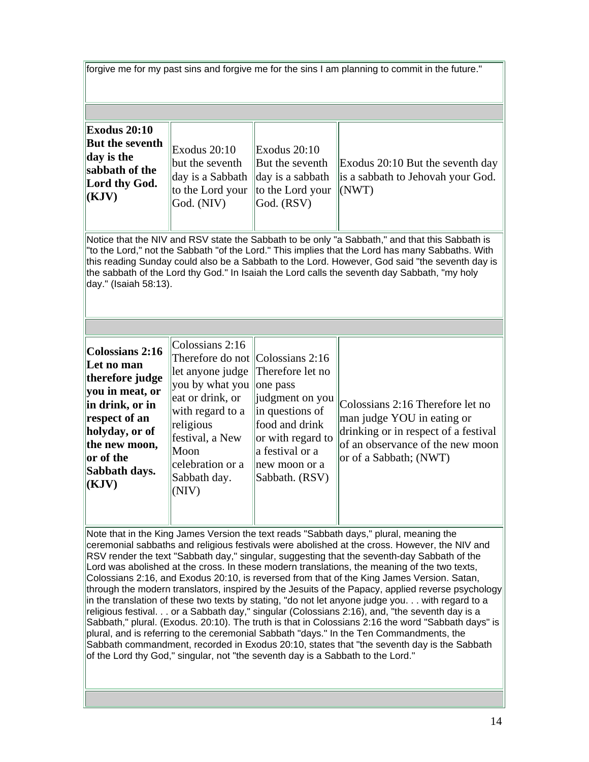forgive me for my past sins and forgive me for the sins I am planning to commit in the future."

| | | | |
|---|---|---|---|
| **Exodus 20:10 But the seventh day is the sabbath of the Lord thy God. (KJV)** | Exodus 20:10 but the seventh day is a Sabbath to the Lord your God. (NIV) | Exodus 20:10 But the seventh day is a sabbath to the Lord your God. (RSV) | Exodus 20:10 But the seventh day is a sabbath to Jehovah your God. (NWT) |

Notice that the NIV and RSV state the Sabbath to be only "a Sabbath," and that this Sabbath is "to the Lord," not the Sabbath "of the Lord." This implies that the Lord has many Sabbaths. With this reading Sunday could also be a Sabbath to the Lord. However, God said "the seventh day is the sabbath of the Lord thy God." In Isaiah the Lord calls the seventh day Sabbath, "my holy day." (Isaiah 58:13).

| | | | |
|---|---|---|---|
| **Colossians 2:16 Let no man therefore judge you in meat, or in drink, or in respect of an holyday, or of the new moon, or of the Sabbath days. (KJV)** | Colossians 2:16 Therefore do not let anyone judge you by what you eat or drink, or with regard to a religious festival, a New Moon celebration or a Sabbath day. (NIV) | Colossians 2:16 Therefore let no one pass judgment on you in questions of food and drink or with regard to a festival or a new moon or a Sabbath. (RSV) | Colossians 2:16 Therefore let no man judge YOU in eating or drinking or in respect of a festival of an observance of the new moon or of a Sabbath; (NWT) |

Note that in the King James Version the text reads "Sabbath days," plural, meaning the ceremonial sabbaths and religious festivals were abolished at the cross. However, the NIV and RSV render the text "Sabbath day," singular, suggesting that the seventh-day Sabbath of the Lord was abolished at the cross. In these modern translations, the meaning of the two texts, Colossians 2:16, and Exodus 20:10, is reversed from that of the King James Version. Satan, through the modern translators, inspired by the Jesuits of the Papacy, applied reverse psychology in the translation of these two texts by stating, "do not let anyone judge you. . . with regard to a religious festival. . . or a Sabbath day," singular (Colossians 2:16), and, "the seventh day is a Sabbath," plural. (Exodus. 20:10). The truth is that in Colossians 2:16 the word "Sabbath days" is plural, and is referring to the ceremonial Sabbath "days." In the Ten Commandments, the Sabbath commandment, recorded in Exodus 20:10, states that "the seventh day is the Sabbath of the Lord thy God," singular, not "the seventh day is a Sabbath to the Lord."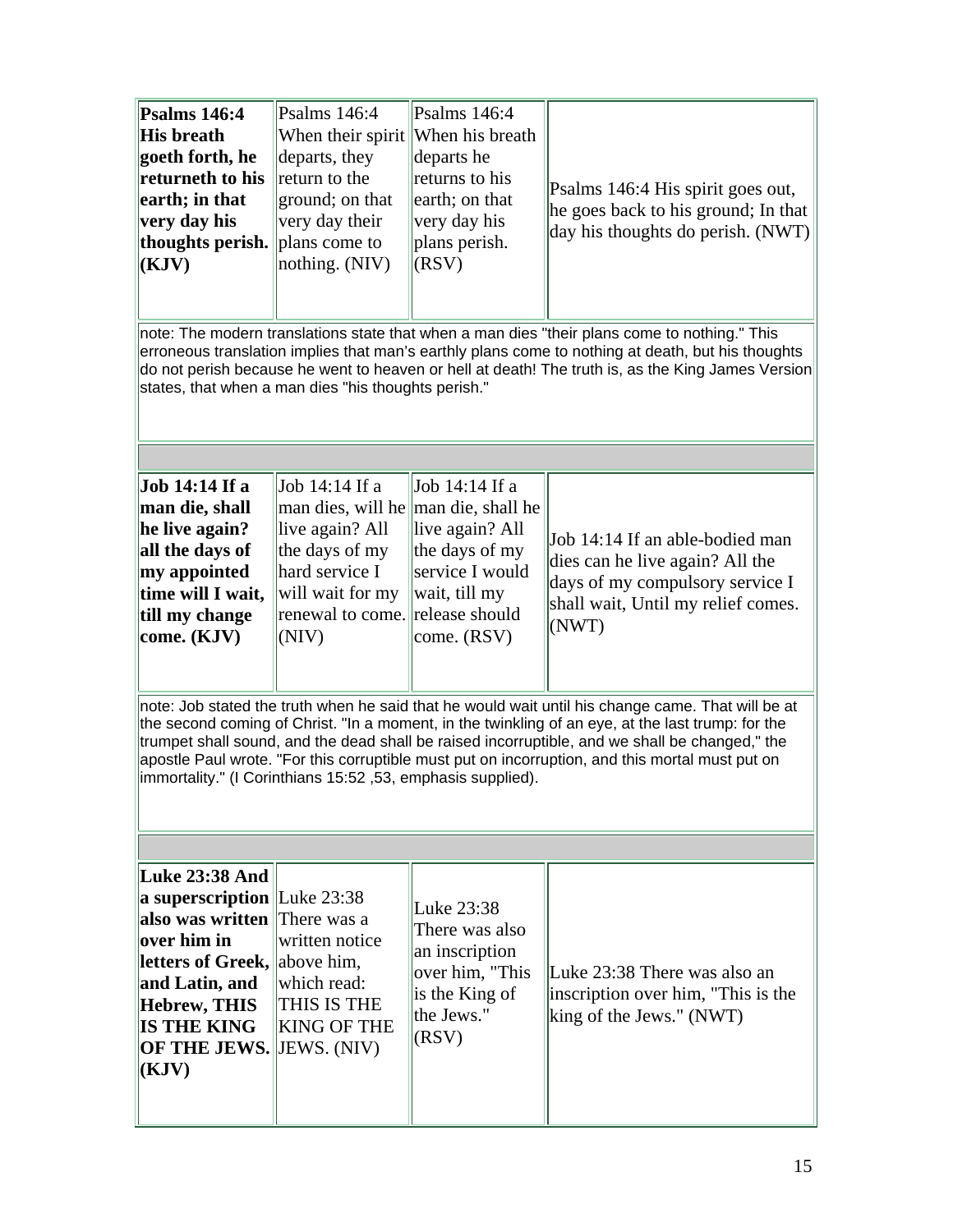| **Psalms 146:4 His breath goeth forth, he returneth to his earth; in that very day his thoughts perish. (KJV)** | Psalms 146:4 When their spirit departs, they return to the ground; on that very day their plans come to nothing. (NIV) | Psalms 146:4 When his breath departs he returns to his earth; on that very day his plans perish. (RSV) | Psalms 146:4 His spirit goes out, he goes back to his ground; In that day his thoughts do perish. (NWT) |
|---|---|---|---|
| note: The modern translations state that when a man dies "their plans come to nothing." This erroneous translation implies that man's earthly plans come to nothing at death, but his thoughts do not perish because he went to heaven or hell at death! The truth is, as the King James Version states, that when a man dies "his thoughts perish." | | | |
| | | | |
| **Job 14:14 If a man die, shall he live again? all the days of my appointed time will I wait, till my change come. (KJV)** | Job 14:14 If a man dies, will he live again? All the days of my hard service I will wait for my renewal to come. (NIV) | Job 14:14 If a man die, shall he live again? All the days of my service I would wait, till my release should come. (RSV) | Job 14:14 If an able-bodied man dies can he live again? All the days of my compulsory service I shall wait, Until my relief comes. (NWT) |
| note: Job stated the truth when he said that he would wait until his change came. That will be at the second coming of Christ. "In a moment, in the twinkling of an eye, at the last trump: for the trumpet shall sound, and the dead shall be raised incorruptible, and we shall be changed," the apostle Paul wrote. "For this corruptible must put on incorruption, and this mortal must put on immortality." (I Corinthians 15:52 ,53, emphasis supplied). | | | |
| | | | |
| **Luke 23:38 And a superscription also was written over him in letters of Greek, and Latin, and Hebrew, THIS IS THE KING OF THE JEWS. (KJV)** | Luke 23:38 There was a written notice above him, which read: THIS IS THE KING OF THE JEWS. (NIV) | Luke 23:38 There was also an inscription over him, "This is the King of the Jews." (RSV) | Luke 23:38 There was also an inscription over him, "This is the king of the Jews." (NWT) |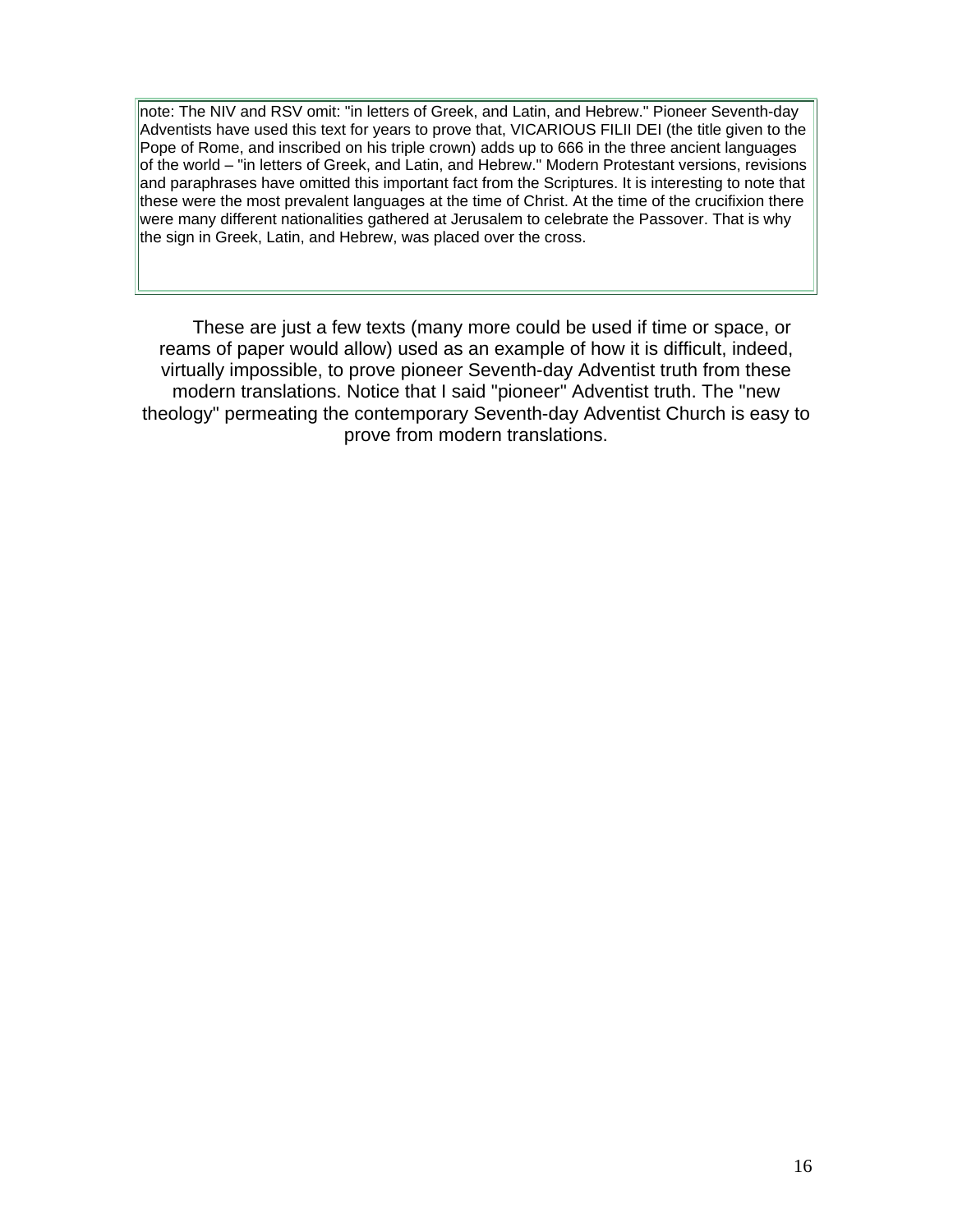note: The NIV and RSV omit: "in letters of Greek, and Latin, and Hebrew." Pioneer Seventh-day Adventists have used this text for years to prove that, VICARIOUS FILII DEI (the title given to the Pope of Rome, and inscribed on his triple crown) adds up to 666 in the three ancient languages of the world – "in letters of Greek, and Latin, and Hebrew." Modern Protestant versions, revisions and paraphrases have omitted this important fact from the Scriptures. It is interesting to note that these were the most prevalent languages at the time of Christ. At the time of the crucifixion there were many different nationalities gathered at Jerusalem to celebrate the Passover. That is why the sign in Greek, Latin, and Hebrew, was placed over the cross.

These are just a few texts (many more could be used if time or space, or reams of paper would allow) used as an example of how it is difficult, indeed, virtually impossible, to prove pioneer Seventh-day Adventist truth from these modern translations. Notice that I said "pioneer" Adventist truth. The "new theology" permeating the contemporary Seventh-day Adventist Church is easy to prove from modern translations.